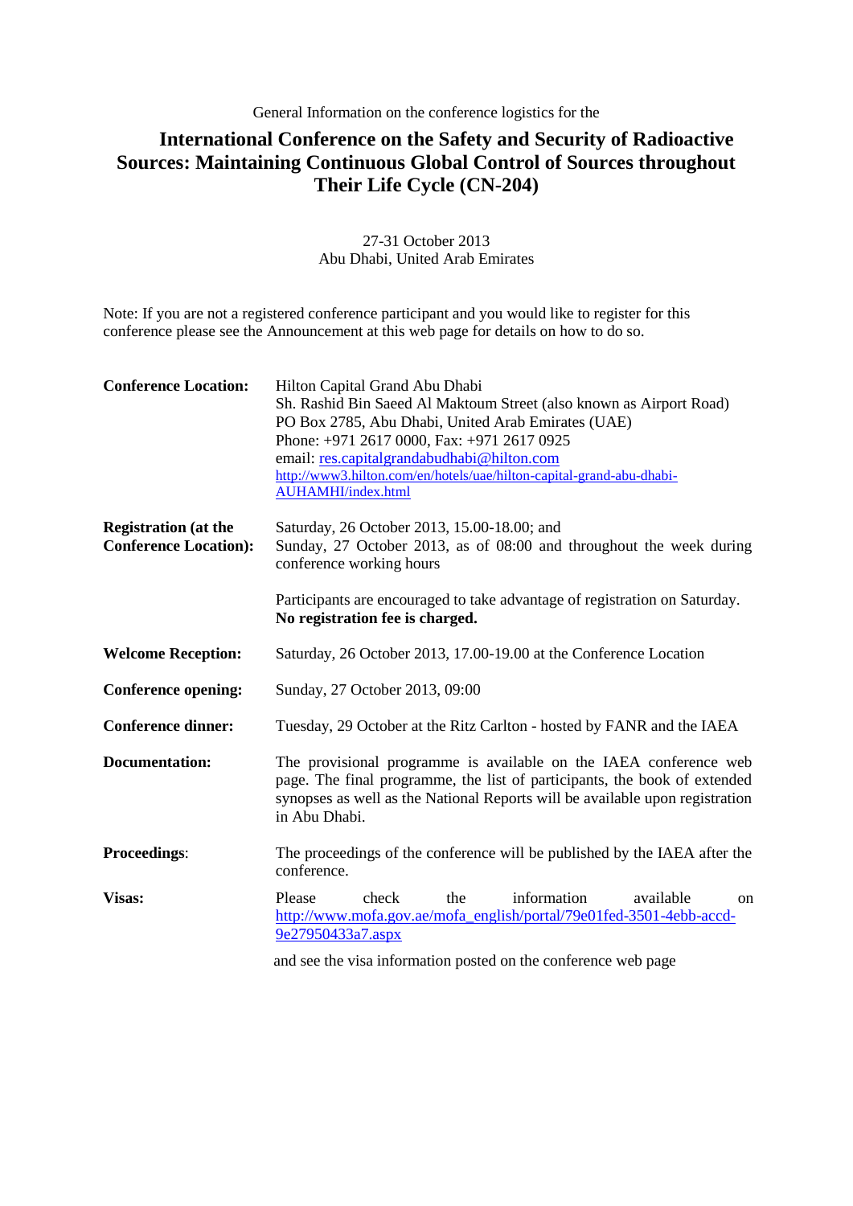General Information on the conference logistics for the

# International Conference on the Safety and Security of Radioactive Sources: Maintaining Continuous Global Control of Sources throughout Their Life Cycle (CN-204)

27-31 October 2013
Abu Dhabi, United Arab Emirates

Note: If you are not a registered conference participant and you would like to register for this conference please see the Announcement at this web page for details on how to do so.

**Conference Location:**
Hilton Capital Grand Abu Dhabi
Sh. Rashid Bin Saeed Al Maktoum Street (also known as Airport Road)
PO Box 2785, Abu Dhabi, United Arab Emirates (UAE)
Phone: +971 2617 0000, Fax: +971 2617 0925
email: res.capitalgrandabudhabi@hilton.com
http://www3.hilton.com/en/hotels/uae/hilton-capital-grand-abu-dhabi-AUHAMHI/index.html

**Registration (at the Conference Location):**
Saturday, 26 October 2013, 15.00-18.00; and
Sunday, 27 October 2013, as of 08:00 and throughout the week during conference working hours

Participants are encouraged to take advantage of registration on Saturday. **No registration fee is charged.**

**Welcome Reception:** Saturday, 26 October 2013, 17.00-19.00 at the Conference Location

**Conference opening:** Sunday, 27 October 2013, 09:00

**Conference dinner:** Tuesday, 29 October at the Ritz Carlton - hosted by FANR and the IAEA

**Documentation:** The provisional programme is available on the IAEA conference web page. The final programme, the list of participants, the book of extended synopses as well as the National Reports will be available upon registration in Abu Dhabi.

**Proceedings**: The proceedings of the conference will be published by the IAEA after the conference.

**Visas:** Please check the information available on http://www.mofa.gov.ae/mofa_english/portal/79e01fed-3501-4ebb-accd-9e27950433a7.aspx

and see the visa information posted on the conference web page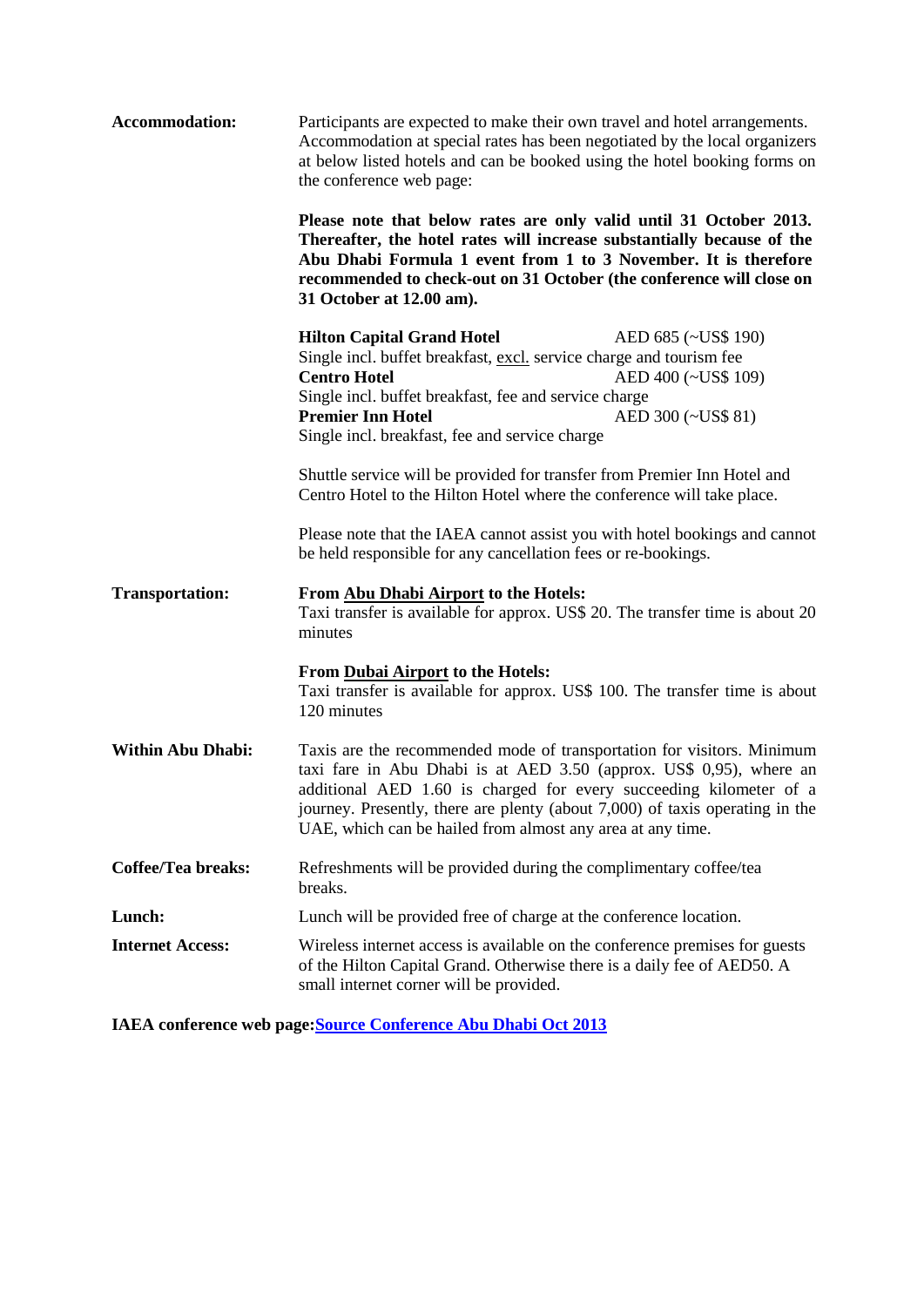**Accommodation:** Participants are expected to make their own travel and hotel arrangements. Accommodation at special rates has been negotiated by the local organizers at below listed hotels and can be booked using the hotel booking forms on the conference web page:

**Please note that below rates are only valid until 31 October 2013. Thereafter, the hotel rates will increase substantially because of the Abu Dhabi Formula 1 event from 1 to 3 November. It is therefore recommended to check-out on 31 October (the conference will close on 31 October at 12.00 am).**

**Hilton Capital Grand Hotel** AED 685 (~US$ 190)
Single incl. buffet breakfast, excl. service charge and tourism fee

**Centro Hotel** AED 400 (~US$ 109)
Single incl. buffet breakfast, fee and service charge

**Premier Inn Hotel** AED 300 (~US$ 81)
Single incl. breakfast, fee and service charge

Shuttle service will be provided for transfer from Premier Inn Hotel and Centro Hotel to the Hilton Hotel where the conference will take place.

Please note that the IAEA cannot assist you with hotel bookings and cannot be held responsible for any cancellation fees or re-bookings.

**Transportation:** **From Abu Dhabi Airport to the Hotels:**
Taxi transfer is available for approx. US$ 20. The transfer time is about 20 minutes

**From Dubai Airport to the Hotels:**
Taxi transfer is available for approx. US$ 100. The transfer time is about 120 minutes

**Within Abu Dhabi:** Taxis are the recommended mode of transportation for visitors. Minimum taxi fare in Abu Dhabi is at AED 3.50 (approx. US$ 0,95), where an additional AED 1.60 is charged for every succeeding kilometer of a journey. Presently, there are plenty (about 7,000) of taxis operating in the UAE, which can be hailed from almost any area at any time.

**Coffee/Tea breaks:** Refreshments will be provided during the complimentary coffee/tea breaks.

**Lunch:** Lunch will be provided free of charge at the conference location.

**Internet Access:** Wireless internet access is available on the conference premises for guests of the Hilton Capital Grand. Otherwise there is a daily fee of AED50. A small internet corner will be provided.

**IAEA conference web page:Source Conference Abu Dhabi Oct 2013**